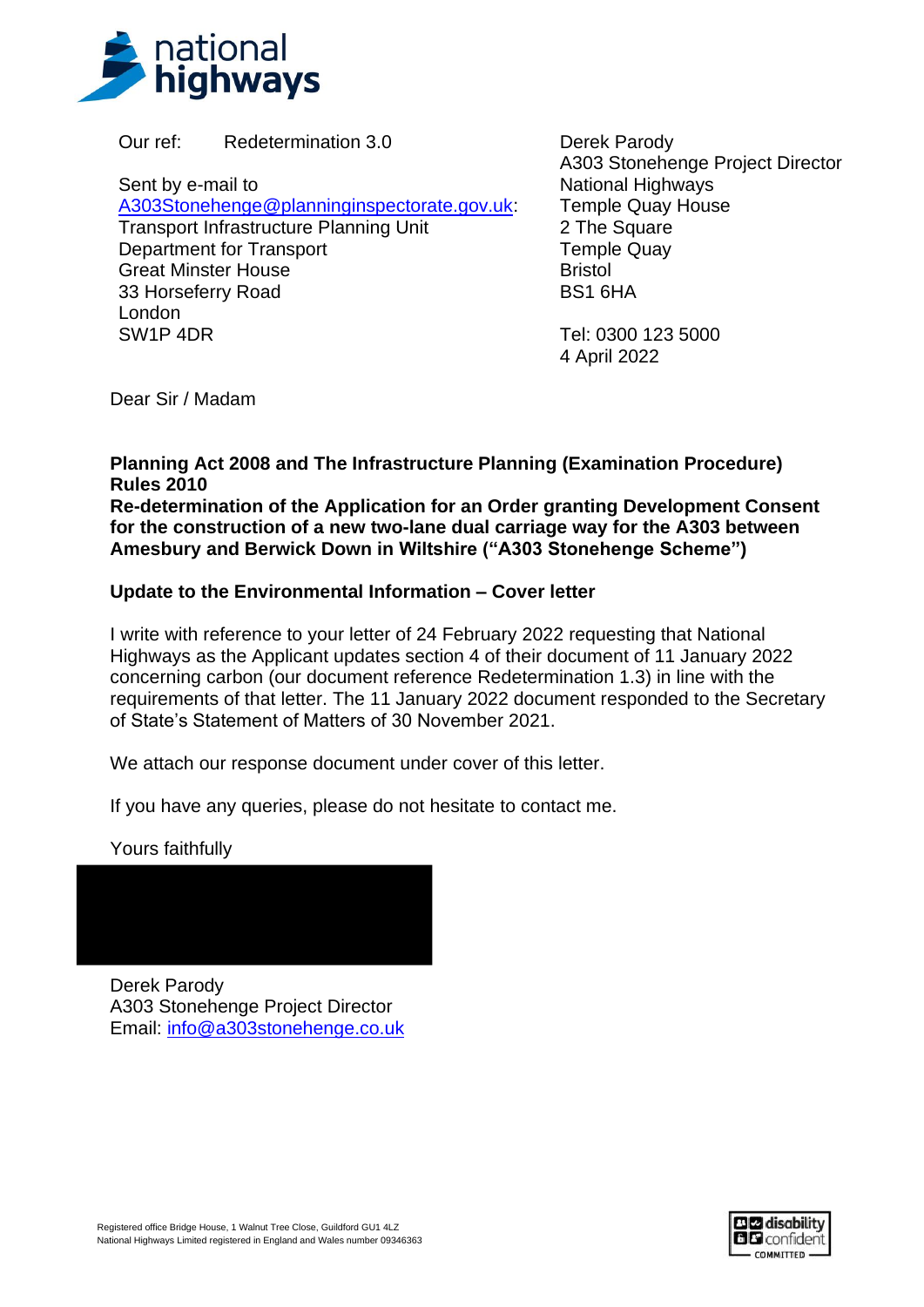Our ref: Redetermination 3.0

Sent by e-mail to
A303Stonehenge@planninginspectorate.gov.uk:
Transport Infrastructure Planning Unit
Department for Transport
Great Minster House
33 Horseferry Road
London
SW1P 4DR

Derek Parody
A303 Stonehenge Project Director
National Highways
Temple Quay House
2 The Square
Temple Quay
Bristol
BS1 6HA

Tel: 0300 123 5000
4 April 2022

Dear Sir / Madam

**Planning Act 2008 and The Infrastructure Planning (Examination Procedure) Rules 2010**
**Re-determination of the Application for an Order granting Development Consent for the construction of a new two-lane dual carriage way for the A303 between Amesbury and Berwick Down in Wiltshire ("A303 Stonehenge Scheme")**

**Update to the Environmental Information – Cover letter**

I write with reference to your letter of 24 February 2022 requesting that National Highways as the Applicant updates section 4 of their document of 11 January 2022 concerning carbon (our document reference Redetermination 1.3) in line with the requirements of that letter. The 11 January 2022 document responded to the Secretary of State's Statement of Matters of 30 November 2021.

We attach our response document under cover of this letter.

If you have any queries, please do not hesitate to contact me.

Yours faithfully

Derek Parody
A303 Stonehenge Project Director
Email: info@a303stonehenge.co.uk

Registered office Bridge House, 1 Walnut Tree Close, Guildford GU1 4LZ
National Highways Limited registered in England and Wales number 09346363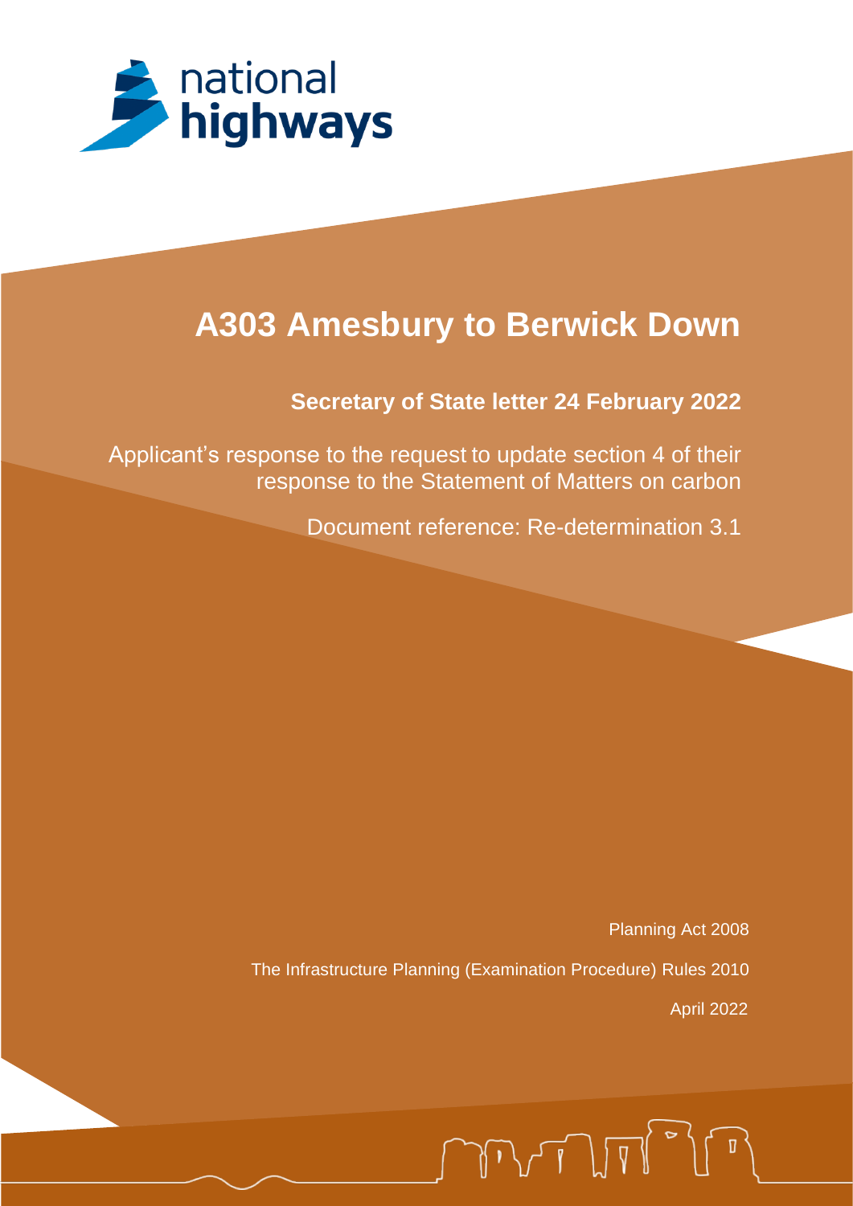national
highways

# A303 Amesbury to Berwick Down

## Secretary of State letter 24 February 2022

Applicant's response to the request to update section 4 of their response to the Statement of Matters on carbon

Document reference: Re-determination 3.1

Planning Act 2008

The Infrastructure Planning (Examination Procedure) Rules 2010

April 2022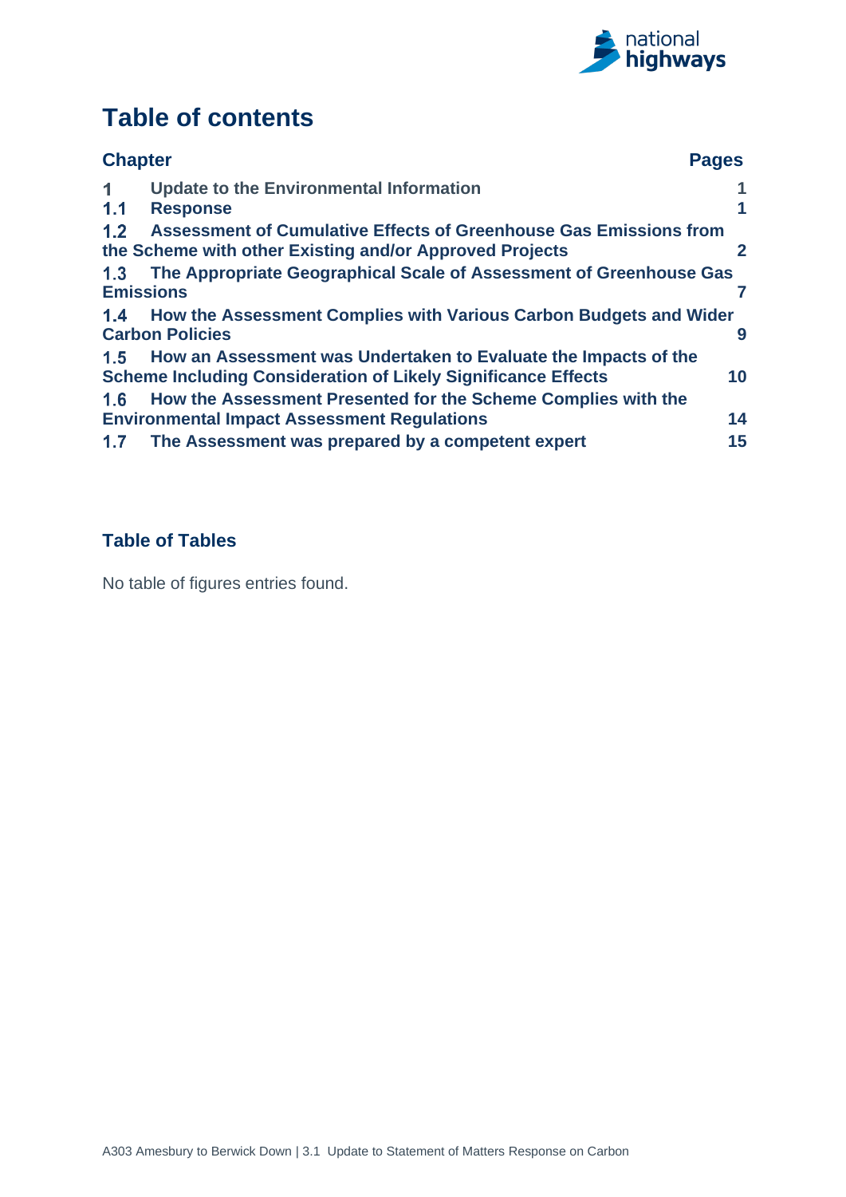# Table of contents

| Chapter | Pages |
|---|---|
| 1 Update to the Environmental Information | 1 |
| 1.1 Response | 1 |
| 1.2 Assessment of Cumulative Effects of Greenhouse Gas Emissions from the Scheme with other Existing and/or Approved Projects | 2 |
| 1.3 The Appropriate Geographical Scale of Assessment of Greenhouse Gas Emissions | 7 |
| 1.4 How the Assessment Complies with Various Carbon Budgets and Wider Carbon Policies | 9 |
| 1.5 How an Assessment was Undertaken to Evaluate the Impacts of the Scheme Including Consideration of Likely Significance Effects | 10 |
| 1.6 How the Assessment Presented for the Scheme Complies with the Environmental Impact Assessment Regulations | 14 |
| 1.7 The Assessment was prepared by a competent expert | 15 |

## Table of Tables

No table of figures entries found.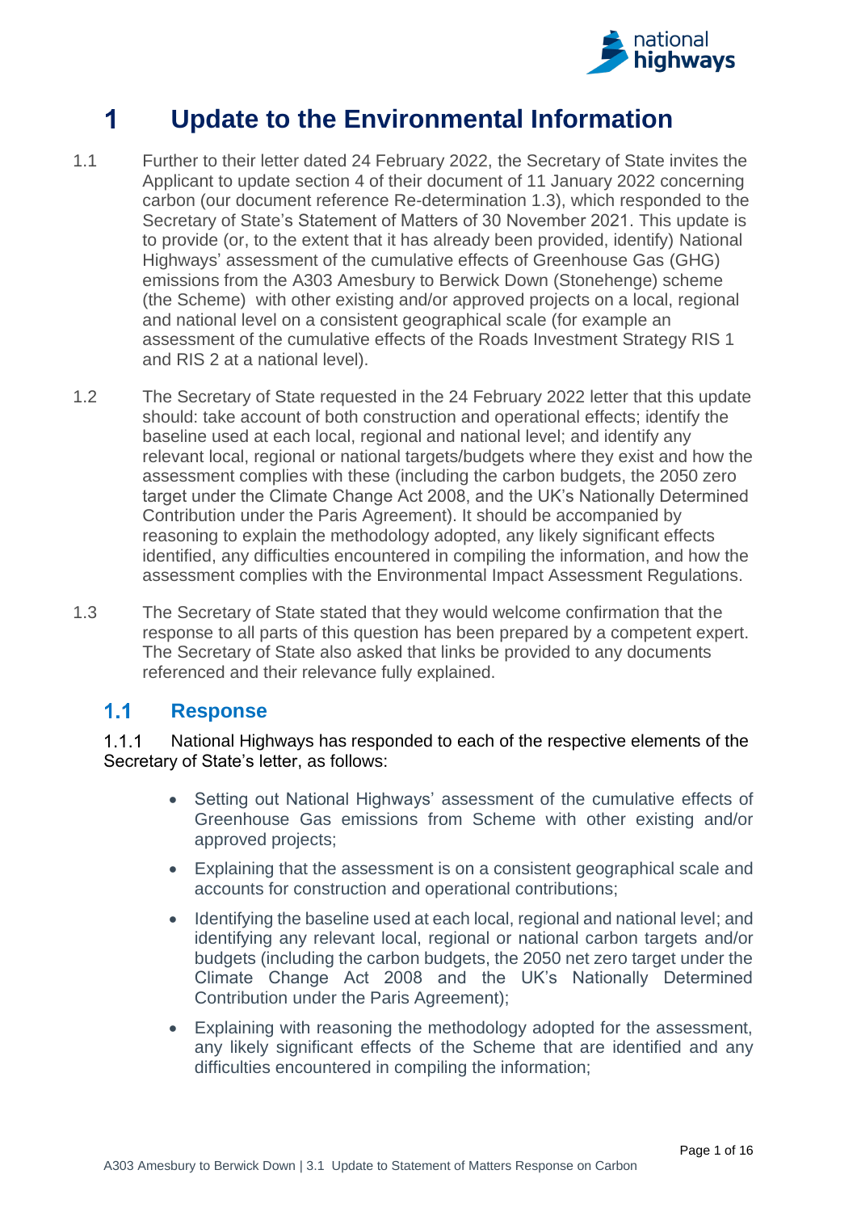# 1 Update to the Environmental Information

1.1 Further to their letter dated 24 February 2022, the Secretary of State invites the Applicant to update section 4 of their document of 11 January 2022 concerning carbon (our document reference Re-determination 1.3), which responded to the Secretary of State's Statement of Matters of 30 November 2021. This update is to provide (or, to the extent that it has already been provided, identify) National Highways' assessment of the cumulative effects of Greenhouse Gas (GHG) emissions from the A303 Amesbury to Berwick Down (Stonehenge) scheme (the Scheme) with other existing and/or approved projects on a local, regional and national level on a consistent geographical scale (for example an assessment of the cumulative effects of the Roads Investment Strategy RIS 1 and RIS 2 at a national level).

1.2 The Secretary of State requested in the 24 February 2022 letter that this update should: take account of both construction and operational effects; identify the baseline used at each local, regional and national level; and identify any relevant local, regional or national targets/budgets where they exist and how the assessment complies with these (including the carbon budgets, the 2050 zero target under the Climate Change Act 2008, and the UK's Nationally Determined Contribution under the Paris Agreement). It should be accompanied by reasoning to explain the methodology adopted, any likely significant effects identified, any difficulties encountered in compiling the information, and how the assessment complies with the Environmental Impact Assessment Regulations.

1.3 The Secretary of State stated that they would welcome confirmation that the response to all parts of this question has been prepared by a competent expert. The Secretary of State also asked that links be provided to any documents referenced and their relevance fully explained.

## 1.1 Response

1.1.1 National Highways has responded to each of the respective elements of the Secretary of State's letter, as follows:

- Setting out National Highways' assessment of the cumulative effects of Greenhouse Gas emissions from Scheme with other existing and/or approved projects;
- Explaining that the assessment is on a consistent geographical scale and accounts for construction and operational contributions;
- Identifying the baseline used at each local, regional and national level; and identifying any relevant local, regional or national carbon targets and/or budgets (including the carbon budgets, the 2050 net zero target under the Climate Change Act 2008 and the UK's Nationally Determined Contribution under the Paris Agreement);
- Explaining with reasoning the methodology adopted for the assessment, any likely significant effects of the Scheme that are identified and any difficulties encountered in compiling the information;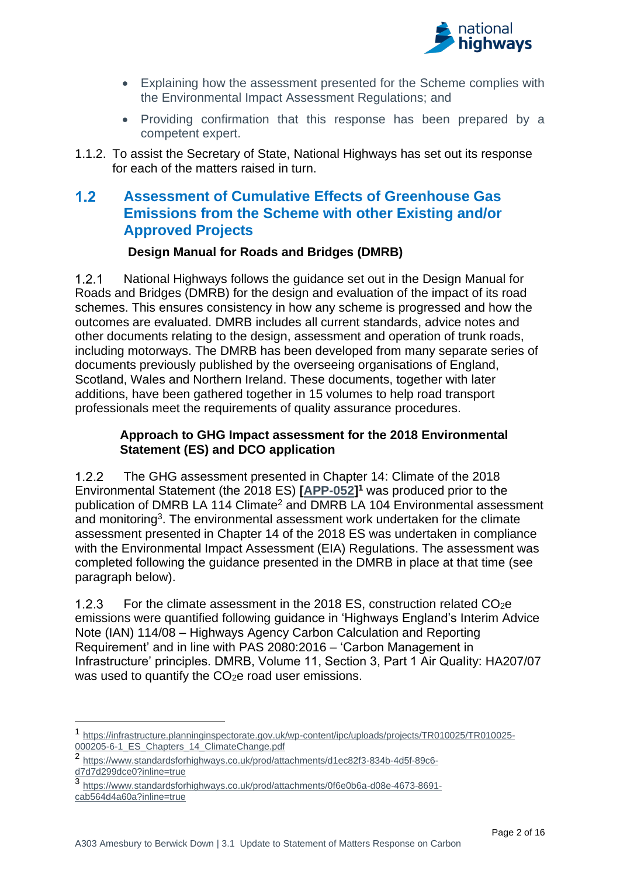- Explaining how the assessment presented for the Scheme complies with the Environmental Impact Assessment Regulations; and
- Providing confirmation that this response has been prepared by a competent expert.

1.1.2. To assist the Secretary of State, National Highways has set out its response for each of the matters raised in turn.

## 1.2 Assessment of Cumulative Effects of Greenhouse Gas Emissions from the Scheme with other Existing and/or Approved Projects

**Design Manual for Roads and Bridges (DMRB)**

1.2.1 National Highways follows the guidance set out in the Design Manual for Roads and Bridges (DMRB) for the design and evaluation of the impact of its road schemes. This ensures consistency in how any scheme is progressed and how the outcomes are evaluated. DMRB includes all current standards, advice notes and other documents relating to the design, assessment and operation of trunk roads, including motorways. The DMRB has been developed from many separate series of documents previously published by the overseeing organisations of England, Scotland, Wales and Northern Ireland. These documents, together with later additions, have been gathered together in 15 volumes to help road transport professionals meet the requirements of quality assurance procedures.

**Approach to GHG Impact assessment for the 2018 Environmental Statement (ES) and DCO application**

1.2.2 The GHG assessment presented in Chapter 14: Climate of the 2018 Environmental Statement (the 2018 ES) **[APP-052]**[1] was produced prior to the publication of DMRB LA 114 Climate[2] and DMRB LA 104 Environmental assessment and monitoring[3]. The environmental assessment work undertaken for the climate assessment presented in Chapter 14 of the 2018 ES was undertaken in compliance with the Environmental Impact Assessment (EIA) Regulations. The assessment was completed following the guidance presented in the DMRB in place at that time (see paragraph below).

1.2.3 For the climate assessment in the 2018 ES, construction related $CO_2e$ emissions were quantified following guidance in 'Highways England's Interim Advice Note (IAN) 114/08 – Highways Agency Carbon Calculation and Reporting Requirement' and in line with PAS 2080:2016 – 'Carbon Management in Infrastructure' principles. DMRB, Volume 11, Section 3, Part 1 Air Quality: HA207/07 was used to quantify the $CO_2e$ road user emissions.

[1] https://infrastructure.planninginspectorate.gov.uk/wp-content/ipc/uploads/projects/TR010025/TR010025-000205-6-1_ES_Chapters_14_ClimateChange.pdf

[2] https://www.standardsforhighways.co.uk/prod/attachments/d1ec82f3-834b-4d5f-89c6-d7d7d299dce0?inline=true

[3] https://www.standardsforhighways.co.uk/prod/attachments/0f6e0b6a-d08e-4673-8691-cab564d4a60a?inline=true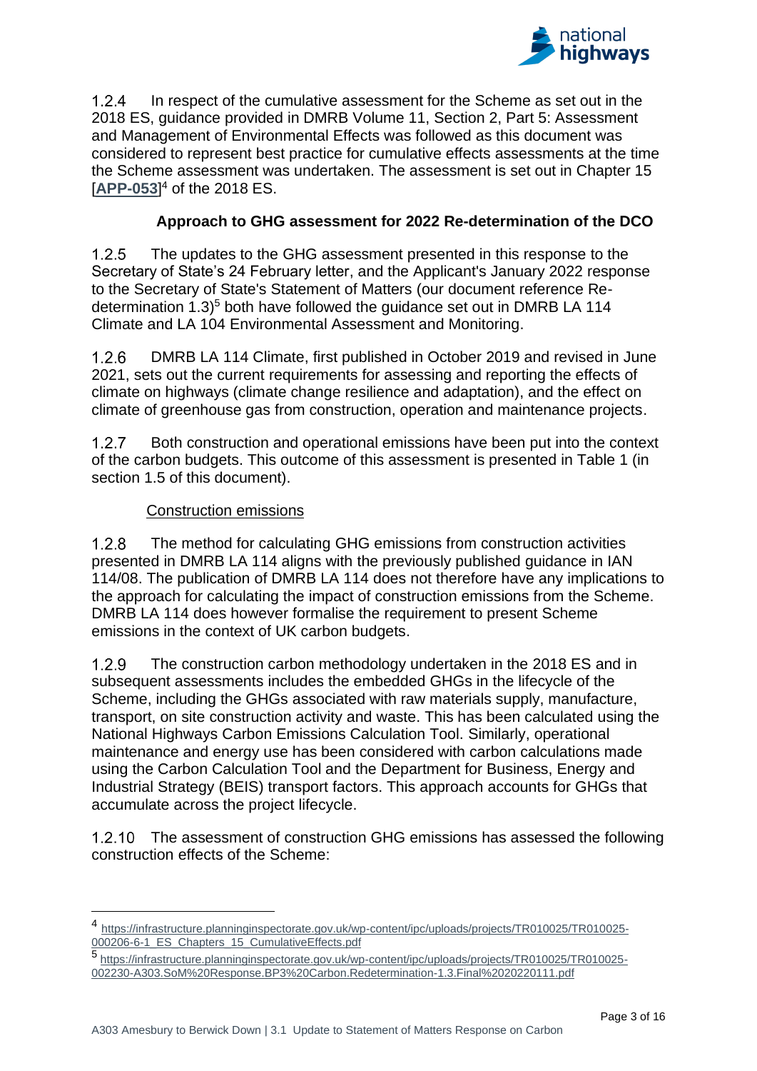1.2.4 In respect of the cumulative assessment for the Scheme as set out in the 2018 ES, guidance provided in DMRB Volume 11, Section 2, Part 5: Assessment and Management of Environmental Effects was followed as this document was considered to represent best practice for cumulative effects assessments at the time the Scheme assessment was undertaken. The assessment is set out in Chapter 15 [**APP-053**][4] of the 2018 ES.

### Approach to GHG assessment for 2022 Re-determination of the DCO

1.2.5 The updates to the GHG assessment presented in this response to the Secretary of State's 24 February letter, and the Applicant's January 2022 response to the Secretary of State's Statement of Matters (our document reference Re-determination 1.3)[5] both have followed the guidance set out in DMRB LA 114 Climate and LA 104 Environmental Assessment and Monitoring.

1.2.6 DMRB LA 114 Climate, first published in October 2019 and revised in June 2021, sets out the current requirements for assessing and reporting the effects of climate on highways (climate change resilience and adaptation), and the effect on climate of greenhouse gas from construction, operation and maintenance projects.

1.2.7 Both construction and operational emissions have been put into the context of the carbon budgets. This outcome of this assessment is presented in Table 1 (in section 1.5 of this document).

#### Construction emissions

1.2.8 The method for calculating GHG emissions from construction activities presented in DMRB LA 114 aligns with the previously published guidance in IAN 114/08. The publication of DMRB LA 114 does not therefore have any implications to the approach for calculating the impact of construction emissions from the Scheme. DMRB LA 114 does however formalise the requirement to present Scheme emissions in the context of UK carbon budgets.

1.2.9 The construction carbon methodology undertaken in the 2018 ES and in subsequent assessments includes the embedded GHGs in the lifecycle of the Scheme, including the GHGs associated with raw materials supply, manufacture, transport, on site construction activity and waste. This has been calculated using the National Highways Carbon Emissions Calculation Tool. Similarly, operational maintenance and energy use has been considered with carbon calculations made using the Carbon Calculation Tool and the Department for Business, Energy and Industrial Strategy (BEIS) transport factors. This approach accounts for GHGs that accumulate across the project lifecycle.

1.2.10 The assessment of construction GHG emissions has assessed the following construction effects of the Scheme:

---

[4] https://infrastructure.planninginspectorate.gov.uk/wp-content/ipc/uploads/projects/TR010025/TR010025-000206-6-1_ES_Chapters_15_CumulativeEffects.pdf

[5] https://infrastructure.planninginspectorate.gov.uk/wp-content/ipc/uploads/projects/TR010025/TR010025-002230-A303.SoM%20Response.BP3%20Carbon.Redetermination-1.3.Final%2020220111.pdf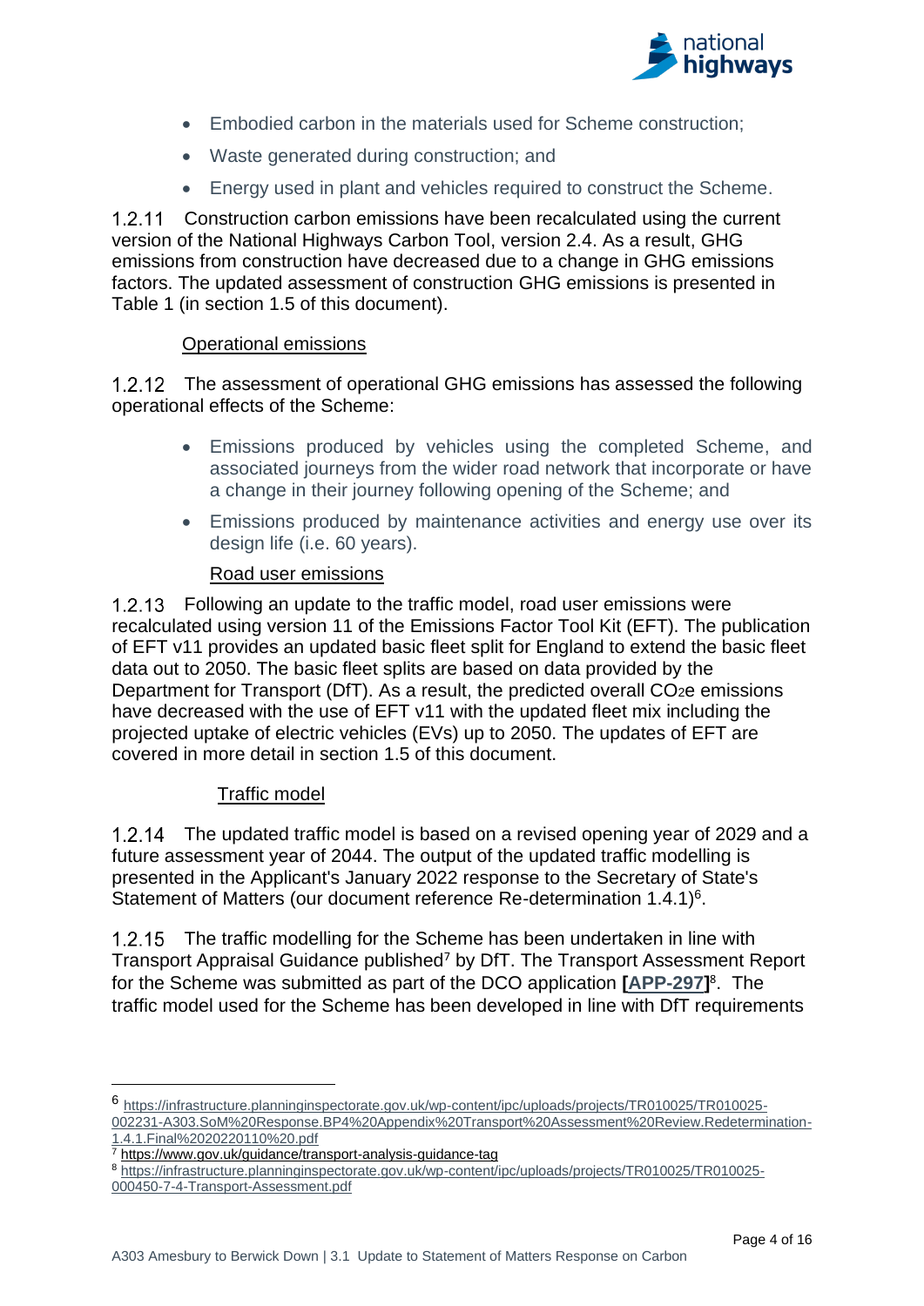- Embodied carbon in the materials used for Scheme construction;
- Waste generated during construction; and
- Energy used in plant and vehicles required to construct the Scheme.

1.2.11 Construction carbon emissions have been recalculated using the current version of the National Highways Carbon Tool, version 2.4. As a result, GHG emissions from construction have decreased due to a change in GHG emissions factors. The updated assessment of construction GHG emissions is presented in Table 1 (in section 1.5 of this document).

Operational emissions

1.2.12 The assessment of operational GHG emissions has assessed the following operational effects of the Scheme:

- Emissions produced by vehicles using the completed Scheme, and associated journeys from the wider road network that incorporate or have a change in their journey following opening of the Scheme; and
- Emissions produced by maintenance activities and energy use over its design life (i.e. 60 years).

Road user emissions

1.2.13 Following an update to the traffic model, road user emissions were recalculated using version 11 of the Emissions Factor Tool Kit (EFT). The publication of EFT v11 provides an updated basic fleet split for England to extend the basic fleet data out to 2050. The basic fleet splits are based on data provided by the Department for Transport (DfT). As a result, the predicted overall $CO_2e$ emissions have decreased with the use of EFT v11 with the updated fleet mix including the projected uptake of electric vehicles (EVs) up to 2050. The updates of EFT are covered in more detail in section 1.5 of this document.

Traffic model

1.2.14 The updated traffic model is based on a revised opening year of 2029 and a future assessment year of 2044. The output of the updated traffic modelling is presented in the Applicant's January 2022 response to the Secretary of State's Statement of Matters (our document reference Re-determination 1.4.1)[6].

1.2.15 The traffic modelling for the Scheme has been undertaken in line with Transport Appraisal Guidance published[7] by DfT. The Transport Assessment Report for the Scheme was submitted as part of the DCO application **[APP-297]**[8]. The traffic model used for the Scheme has been developed in line with DfT requirements

---

[6] https://infrastructure.planninginspectorate.gov.uk/wp-content/ipc/uploads/projects/TR010025/TR010025-002231-A303.SoM%20Response.BP4%20Appendix%20Transport%20Assessment%20Review.Redetermination-1.4.1.Final%2020220110%20.pdf

[7] https://www.gov.uk/guidance/transport-analysis-guidance-tag

[8] https://infrastructure.planninginspectorate.gov.uk/wp-content/ipc/uploads/projects/TR010025/TR010025-000450-7-4-Transport-Assessment.pdf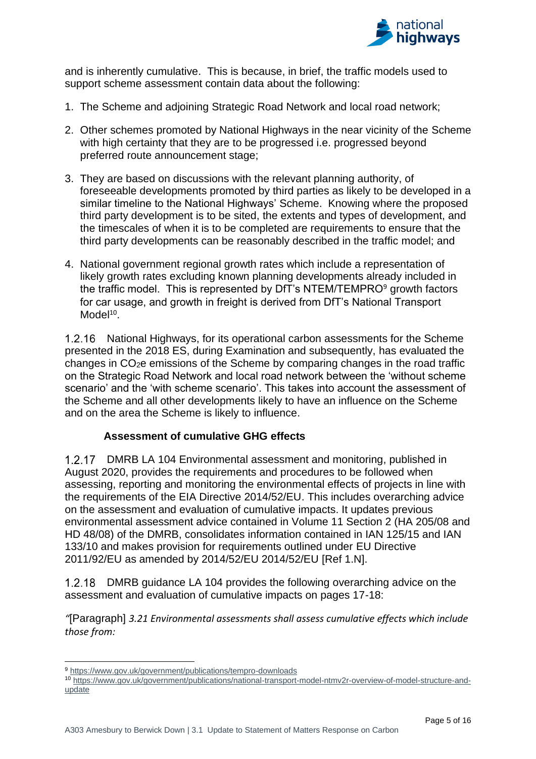and is inherently cumulative. This is because, in brief, the traffic models used to support scheme assessment contain data about the following:

1. The Scheme and adjoining Strategic Road Network and local road network;

2. Other schemes promoted by National Highways in the near vicinity of the Scheme with high certainty that they are to be progressed i.e. progressed beyond preferred route announcement stage;

3. They are based on discussions with the relevant planning authority, of foreseeable developments promoted by third parties as likely to be developed in a similar timeline to the National Highways' Scheme. Knowing where the proposed third party development is to be sited, the extents and types of development, and the timescales of when it is to be completed are requirements to ensure that the third party developments can be reasonably described in the traffic model; and

4. National government regional growth rates which include a representation of likely growth rates excluding known planning developments already included in the traffic model. This is represented by DfT's NTEM/TEMPRO[9] growth factors for car usage, and growth in freight is derived from DfT's National Transport Model[10].

1.2.16 National Highways, for its operational carbon assessments for the Scheme presented in the 2018 ES, during Examination and subsequently, has evaluated the changes in $CO_{2}e$ emissions of the Scheme by comparing changes in the road traffic on the Strategic Road Network and local road network between the 'without scheme scenario' and the 'with scheme scenario'. This takes into account the assessment of the Scheme and all other developments likely to have an influence on the Scheme and on the area the Scheme is likely to influence.

### Assessment of cumulative GHG effects

1.2.17 DMRB LA 104 Environmental assessment and monitoring, published in August 2020, provides the requirements and procedures to be followed when assessing, reporting and monitoring the environmental effects of projects in line with the requirements of the EIA Directive 2014/52/EU. This includes overarching advice on the assessment and evaluation of cumulative impacts. It updates previous environmental assessment advice contained in Volume 11 Section 2 (HA 205/08 and HD 48/08) of the DMRB, consolidates information contained in IAN 125/15 and IAN 133/10 and makes provision for requirements outlined under EU Directive 2011/92/EU as amended by 2014/52/EU 2014/52/EU [Ref 1.N].

1.2.18 DMRB guidance LA 104 provides the following overarching advice on the assessment and evaluation of cumulative impacts on pages 17-18:

"[Paragraph] *3.21 Environmental assessments shall assess cumulative effects which include those from:*

---

[9] https://www.gov.uk/government/publications/tempro-downloads

[10] https://www.gov.uk/government/publications/national-transport-model-ntmv2r-overview-of-model-structure-and-update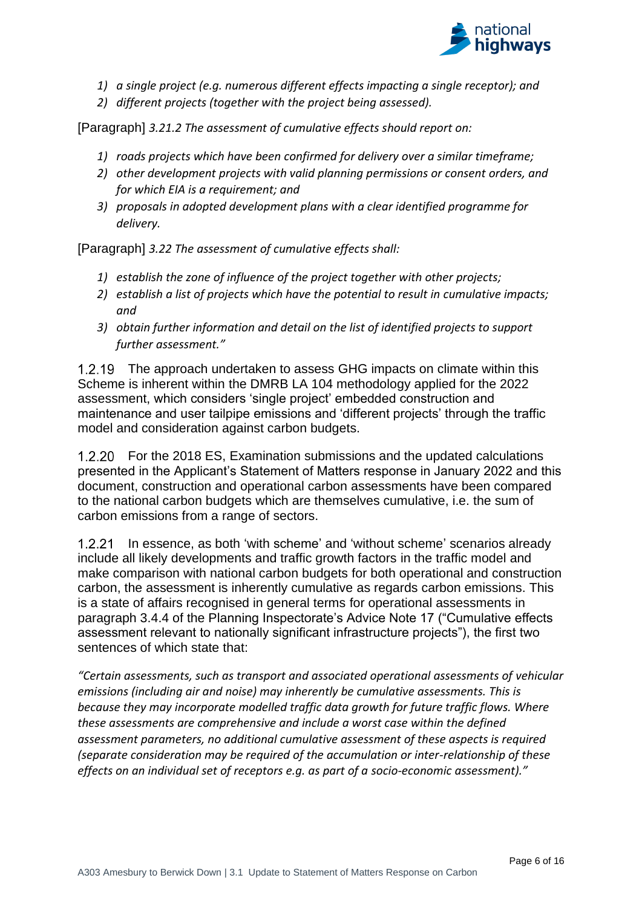1) *a single project (e.g. numerous different effects impacting a single receptor); and*
2) *different projects (together with the project being assessed).*

[Paragraph] *3.21.2 The assessment of cumulative effects should report on:*

1) *roads projects which have been confirmed for delivery over a similar timeframe;*
2) *other development projects with valid planning permissions or consent orders, and for which EIA is a requirement; and*
3) *proposals in adopted development plans with a clear identified programme for delivery.*

[Paragraph] *3.22 The assessment of cumulative effects shall:*

1) *establish the zone of influence of the project together with other projects;*
2) *establish a list of projects which have the potential to result in cumulative impacts; and*
3) *obtain further information and detail on the list of identified projects to support further assessment."*

1.2.19 The approach undertaken to assess GHG impacts on climate within this Scheme is inherent within the DMRB LA 104 methodology applied for the 2022 assessment, which considers 'single project' embedded construction and maintenance and user tailpipe emissions and 'different projects' through the traffic model and consideration against carbon budgets.

1.2.20 For the 2018 ES, Examination submissions and the updated calculations presented in the Applicant's Statement of Matters response in January 2022 and this document, construction and operational carbon assessments have been compared to the national carbon budgets which are themselves cumulative, i.e. the sum of carbon emissions from a range of sectors.

1.2.21 In essence, as both 'with scheme' and 'without scheme' scenarios already include all likely developments and traffic growth factors in the traffic model and make comparison with national carbon budgets for both operational and construction carbon, the assessment is inherently cumulative as regards carbon emissions. This is a state of affairs recognised in general terms for operational assessments in paragraph 3.4.4 of the Planning Inspectorate's Advice Note 17 ("Cumulative effects assessment relevant to nationally significant infrastructure projects"), the first two sentences of which state that:

*"Certain assessments, such as transport and associated operational assessments of vehicular emissions (including air and noise) may inherently be cumulative assessments. This is because they may incorporate modelled traffic data growth for future traffic flows. Where these assessments are comprehensive and include a worst case within the defined assessment parameters, no additional cumulative assessment of these aspects is required (separate consideration may be required of the accumulation or inter-relationship of these effects on an individual set of receptors e.g. as part of a socio-economic assessment)."*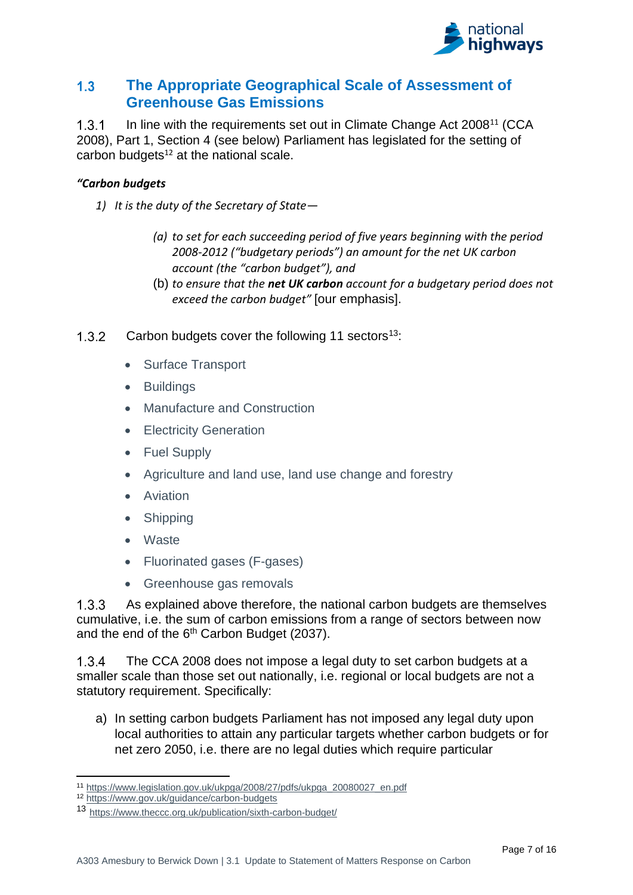## 1.3 The Appropriate Geographical Scale of Assessment of Greenhouse Gas Emissions

1.3.1 In line with the requirements set out in Climate Change Act 2008[11] (CCA 2008), Part 1, Section 4 (see below) Parliament has legislated for the setting of carbon budgets[12] at the national scale.

***"Carbon budgets***

*1) It is the duty of the Secretary of State—*

> *(a) to set for each succeeding period of five years beginning with the period 2008-2012 ("budgetary periods") an amount for the net UK carbon account (the "carbon budget"), and*
>
> (b) *to ensure that the* ***net UK carbon*** *account for a budgetary period does not exceed the carbon budget"* [our emphasis].

1.3.2 Carbon budgets cover the following 11 sectors[13]:

- Surface Transport
- Buildings
- Manufacture and Construction
- Electricity Generation
- Fuel Supply
- Agriculture and land use, land use change and forestry
- Aviation
- Shipping
- Waste
- Fluorinated gases (F-gases)
- Greenhouse gas removals

1.3.3 As explained above therefore, the national carbon budgets are themselves cumulative, i.e. the sum of carbon emissions from a range of sectors between now and the end of the 6th Carbon Budget (2037).

1.3.4 The CCA 2008 does not impose a legal duty to set carbon budgets at a smaller scale than those set out nationally, i.e. regional or local budgets are not a statutory requirement. Specifically:

a) In setting carbon budgets Parliament has not imposed any legal duty upon local authorities to attain any particular targets whether carbon budgets or for net zero 2050, i.e. there are no legal duties which require particular

---

[11] https://www.legislation.gov.uk/ukpga/2008/27/pdfs/ukpga_20080027_en.pdf

[12] https://www.gov.uk/guidance/carbon-budgets

[13] https://www.theccc.org.uk/publication/sixth-carbon-budget/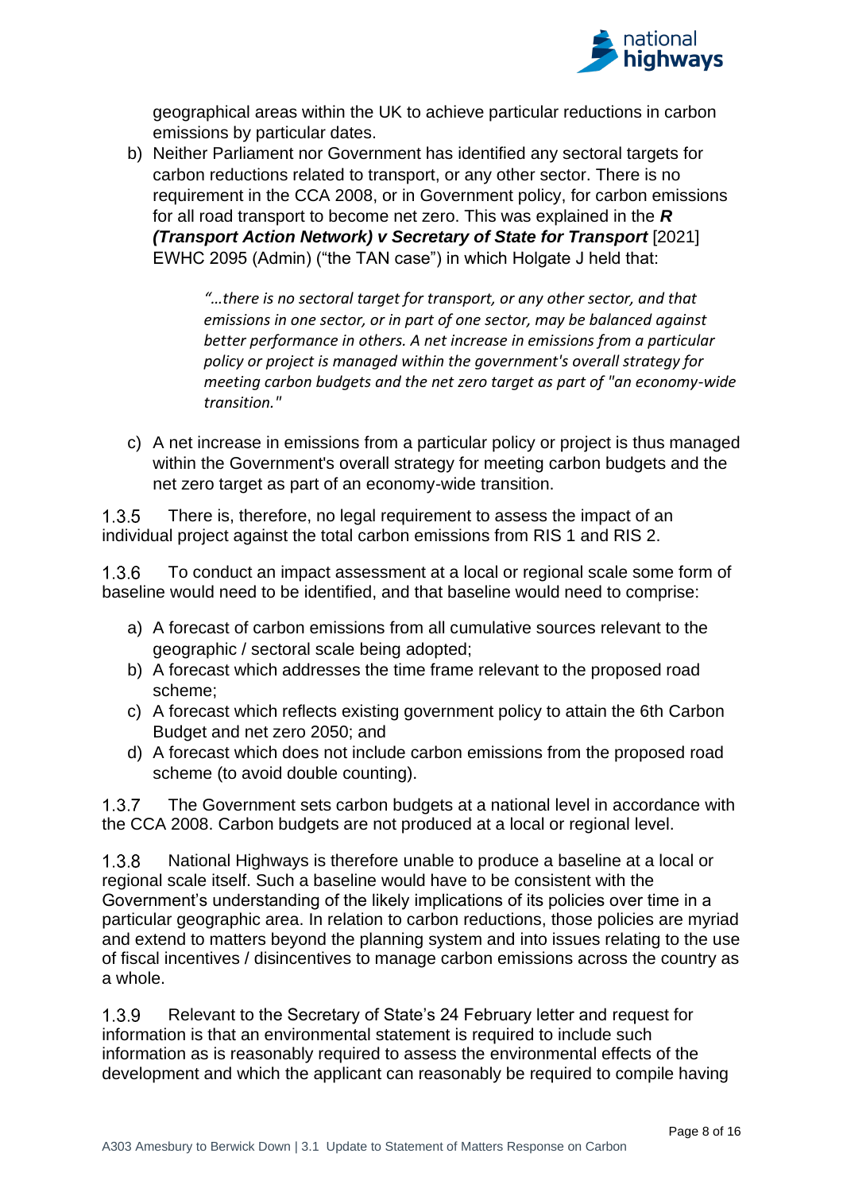geographical areas within the UK to achieve particular reductions in carbon emissions by particular dates.

b) Neither Parliament nor Government has identified any sectoral targets for carbon reductions related to transport, or any other sector. There is no requirement in the CCA 2008, or in Government policy, for carbon emissions for all road transport to become net zero. This was explained in the ***R (Transport Action Network) v Secretary of State for Transport*** [2021] EWHC 2095 (Admin) ("the TAN case") in which Holgate J held that:

> *"…there is no sectoral target for transport, or any other sector, and that emissions in one sector, or in part of one sector, may be balanced against better performance in others. A net increase in emissions from a particular policy or project is managed within the government's overall strategy for meeting carbon budgets and the net zero target as part of "an economy-wide transition."*

c) A net increase in emissions from a particular policy or project is thus managed within the Government's overall strategy for meeting carbon budgets and the net zero target as part of an economy-wide transition.

1.3.5 There is, therefore, no legal requirement to assess the impact of an individual project against the total carbon emissions from RIS 1 and RIS 2.

1.3.6 To conduct an impact assessment at a local or regional scale some form of baseline would need to be identified, and that baseline would need to comprise:

a) A forecast of carbon emissions from all cumulative sources relevant to the geographic / sectoral scale being adopted;
b) A forecast which addresses the time frame relevant to the proposed road scheme;
c) A forecast which reflects existing government policy to attain the 6th Carbon Budget and net zero 2050; and
d) A forecast which does not include carbon emissions from the proposed road scheme (to avoid double counting).

1.3.7 The Government sets carbon budgets at a national level in accordance with the CCA 2008. Carbon budgets are not produced at a local or regional level.

1.3.8 National Highways is therefore unable to produce a baseline at a local or regional scale itself. Such a baseline would have to be consistent with the Government's understanding of the likely implications of its policies over time in a particular geographic area. In relation to carbon reductions, those policies are myriad and extend to matters beyond the planning system and into issues relating to the use of fiscal incentives / disincentives to manage carbon emissions across the country as a whole.

1.3.9 Relevant to the Secretary of State's 24 February letter and request for information is that an environmental statement is required to include such information as is reasonably required to assess the environmental effects of the development and which the applicant can reasonably be required to compile having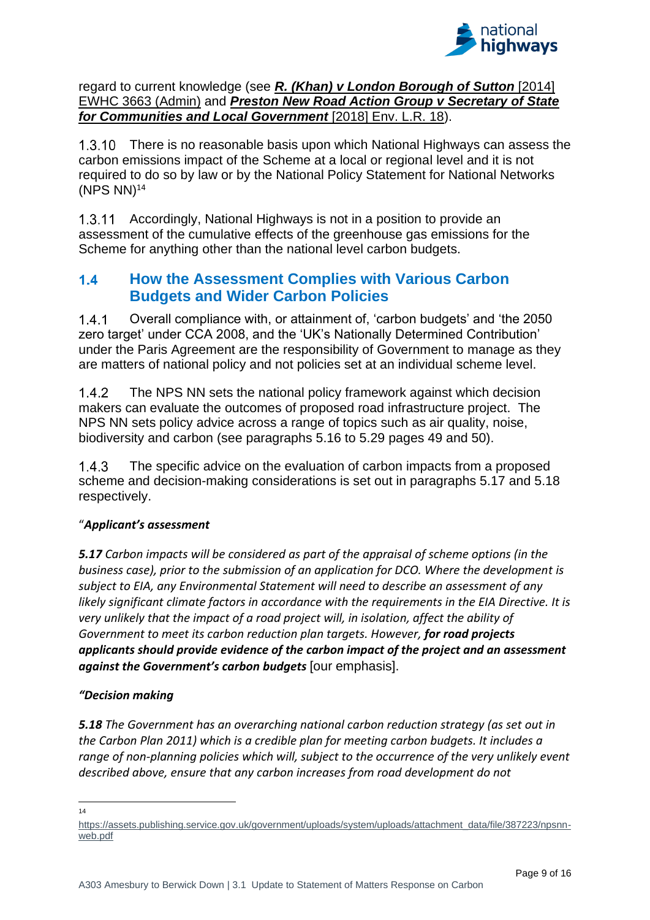regard to current knowledge (see ***R. (Khan) v London Borough of Sutton*** [2014] EWHC 3663 (Admin) and ***Preston New Road Action Group v Secretary of State for Communities and Local Government*** [2018] Env. L.R. 18).

1.3.10 There is no reasonable basis upon which National Highways can assess the carbon emissions impact of the Scheme at a local or regional level and it is not required to do so by law or by the National Policy Statement for National Networks (NPS NN)[14]

1.3.11 Accordingly, National Highways is not in a position to provide an assessment of the cumulative effects of the greenhouse gas emissions for the Scheme for anything other than the national level carbon budgets.

## 1.4 How the Assessment Complies with Various Carbon Budgets and Wider Carbon Policies

1.4.1 Overall compliance with, or attainment of, 'carbon budgets' and 'the 2050 zero target' under CCA 2008, and the 'UK's Nationally Determined Contribution' under the Paris Agreement are the responsibility of Government to manage as they are matters of national policy and not policies set at an individual scheme level.

1.4.2 The NPS NN sets the national policy framework against which decision makers can evaluate the outcomes of proposed road infrastructure project. The NPS NN sets policy advice across a range of topics such as air quality, noise, biodiversity and carbon (see paragraphs 5.16 to 5.29 pages 49 and 50).

1.4.3 The specific advice on the evaluation of carbon impacts from a proposed scheme and decision-making considerations is set out in paragraphs 5.17 and 5.18 respectively.

"***Applicant's assessment***

***5.17*** *Carbon impacts will be considered as part of the appraisal of scheme options (in the business case), prior to the submission of an application for DCO. Where the development is subject to EIA, any Environmental Statement will need to describe an assessment of any likely significant climate factors in accordance with the requirements in the EIA Directive. It is very unlikely that the impact of a road project will, in isolation, affect the ability of Government to meet its carbon reduction plan targets. However,* ***for road projects applicants should provide evidence of the carbon impact of the project and an assessment against the Government's carbon budgets*** [our emphasis].

***"Decision making***

***5.18*** *The Government has an overarching national carbon reduction strategy (as set out in the Carbon Plan 2011) which is a credible plan for meeting carbon budgets. It includes a range of non-planning policies which will, subject to the occurrence of the very unlikely event described above, ensure that any carbon increases from road development do not*

---

[14] https://assets.publishing.service.gov.uk/government/uploads/system/uploads/attachment_data/file/387223/npsnn-web.pdf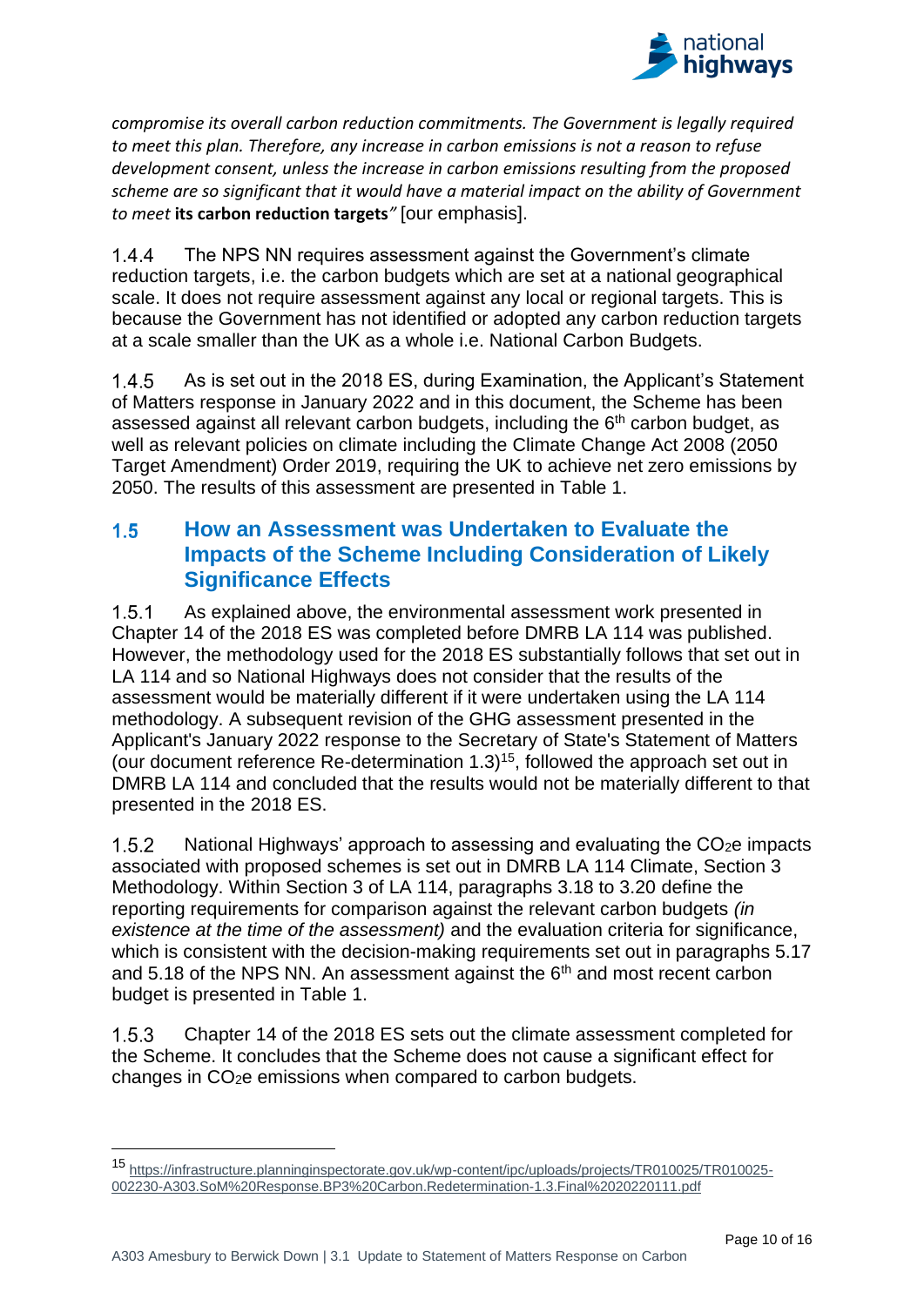*compromise its overall carbon reduction commitments. The Government is legally required to meet this plan. Therefore, any increase in carbon emissions is not a reason to refuse development consent, unless the increase in carbon emissions resulting from the proposed scheme are so significant that it would have a material impact on the ability of Government to meet* **its carbon reduction targets***"* [our emphasis].

1.4.4 The NPS NN requires assessment against the Government's climate reduction targets, i.e. the carbon budgets which are set at a national geographical scale. It does not require assessment against any local or regional targets. This is because the Government has not identified or adopted any carbon reduction targets at a scale smaller than the UK as a whole i.e. National Carbon Budgets.

1.4.5 As is set out in the 2018 ES, during Examination, the Applicant's Statement of Matters response in January 2022 and in this document, the Scheme has been assessed against all relevant carbon budgets, including the 6th carbon budget, as well as relevant policies on climate including the Climate Change Act 2008 (2050 Target Amendment) Order 2019, requiring the UK to achieve net zero emissions by 2050. The results of this assessment are presented in Table 1.

## 1.5 How an Assessment was Undertaken to Evaluate the Impacts of the Scheme Including Consideration of Likely Significance Effects

1.5.1 As explained above, the environmental assessment work presented in Chapter 14 of the 2018 ES was completed before DMRB LA 114 was published. However, the methodology used for the 2018 ES substantially follows that set out in LA 114 and so National Highways does not consider that the results of the assessment would be materially different if it were undertaken using the LA 114 methodology. A subsequent revision of the GHG assessment presented in the Applicant's January 2022 response to the Secretary of State's Statement of Matters (our document reference Re-determination 1.3)[15], followed the approach set out in DMRB LA 114 and concluded that the results would not be materially different to that presented in the 2018 ES.

1.5.2 National Highways' approach to assessing and evaluating the $CO_2e$ impacts associated with proposed schemes is set out in DMRB LA 114 Climate, Section 3 Methodology. Within Section 3 of LA 114, paragraphs 3.18 to 3.20 define the reporting requirements for comparison against the relevant carbon budgets *(in existence at the time of the assessment)* and the evaluation criteria for significance, which is consistent with the decision-making requirements set out in paragraphs 5.17 and 5.18 of the NPS NN. An assessment against the 6th and most recent carbon budget is presented in Table 1.

1.5.3 Chapter 14 of the 2018 ES sets out the climate assessment completed for the Scheme. It concludes that the Scheme does not cause a significant effect for changes in $CO_2e$ emissions when compared to carbon budgets.

[15] https://infrastructure.planninginspectorate.gov.uk/wp-content/ipc/uploads/projects/TR010025/TR010025-002230-A303.SoM%20Response.BP3%20Carbon.Redetermination-1.3.Final%2020220111.pdf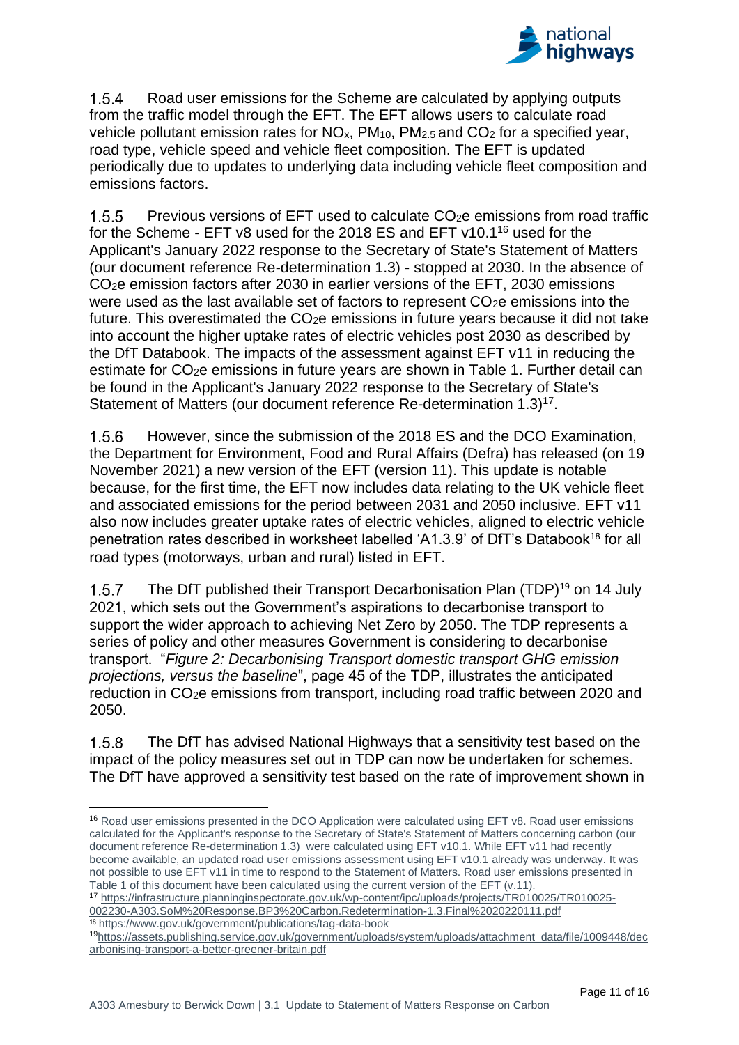1.5.4 Road user emissions for the Scheme are calculated by applying outputs from the traffic model through the EFT. The EFT allows users to calculate road vehicle pollutant emission rates for $NO_x$, $PM_{10}$, $PM_{2.5}$ and $CO_2$ for a specified year, road type, vehicle speed and vehicle fleet composition. The EFT is updated periodically due to updates to underlying data including vehicle fleet composition and emissions factors.

1.5.5 Previous versions of EFT used to calculate $CO_2e$ emissions from road traffic for the Scheme - EFT v8 used for the 2018 ES and EFT v10.1[16] used for the Applicant's January 2022 response to the Secretary of State's Statement of Matters (our document reference Re-determination 1.3) - stopped at 2030. In the absence of $CO_2e$ emission factors after 2030 in earlier versions of the EFT, 2030 emissions were used as the last available set of factors to represent $CO_2e$ emissions into the future. This overestimated the $CO_2e$ emissions in future years because it did not take into account the higher uptake rates of electric vehicles post 2030 as described by the DfT Databook. The impacts of the assessment against EFT v11 in reducing the estimate for $CO_2e$ emissions in future years are shown in Table 1. Further detail can be found in the Applicant's January 2022 response to the Secretary of State's Statement of Matters (our document reference Re-determination 1.3)[17].

1.5.6 However, since the submission of the 2018 ES and the DCO Examination, the Department for Environment, Food and Rural Affairs (Defra) has released (on 19 November 2021) a new version of the EFT (version 11). This update is notable because, for the first time, the EFT now includes data relating to the UK vehicle fleet and associated emissions for the period between 2031 and 2050 inclusive. EFT v11 also now includes greater uptake rates of electric vehicles, aligned to electric vehicle penetration rates described in worksheet labelled 'A1.3.9' of DfT's Databook[18] for all road types (motorways, urban and rural) listed in EFT.

1.5.7 The DfT published their Transport Decarbonisation Plan (TDP)[19] on 14 July 2021, which sets out the Government's aspirations to decarbonise transport to support the wider approach to achieving Net Zero by 2050. The TDP represents a series of policy and other measures Government is considering to decarbonise transport. "*Figure 2: Decarbonising Transport domestic transport GHG emission projections, versus the baseline*", page 45 of the TDP, illustrates the anticipated reduction in $CO_2e$ emissions from transport, including road traffic between 2020 and 2050.

1.5.8 The DfT has advised National Highways that a sensitivity test based on the impact of the policy measures set out in TDP can now be undertaken for schemes. The DfT have approved a sensitivity test based on the rate of improvement shown in

---

[16] Road user emissions presented in the DCO Application were calculated using EFT v8. Road user emissions calculated for the Applicant's response to the Secretary of State's Statement of Matters concerning carbon (our document reference Re-determination 1.3) were calculated using EFT v10.1. While EFT v11 had recently become available, an updated road user emissions assessment using EFT v10.1 already was underway. It was not possible to use EFT v11 in time to respond to the Statement of Matters. Road user emissions presented in Table 1 of this document have been calculated using the current version of the EFT (v.11).

[17] https://infrastructure.planninginspectorate.gov.uk/wp-content/ipc/uploads/projects/TR010025/TR010025-002230-A303.SoM%20Response.BP3%20Carbon.Redetermination-1.3.Final%2020220111.pdf

[18] https://www.gov.uk/government/publications/tag-data-book

[19] https://assets.publishing.service.gov.uk/government/uploads/system/uploads/attachment_data/file/1009448/decarbonising-transport-a-better-greener-britain.pdf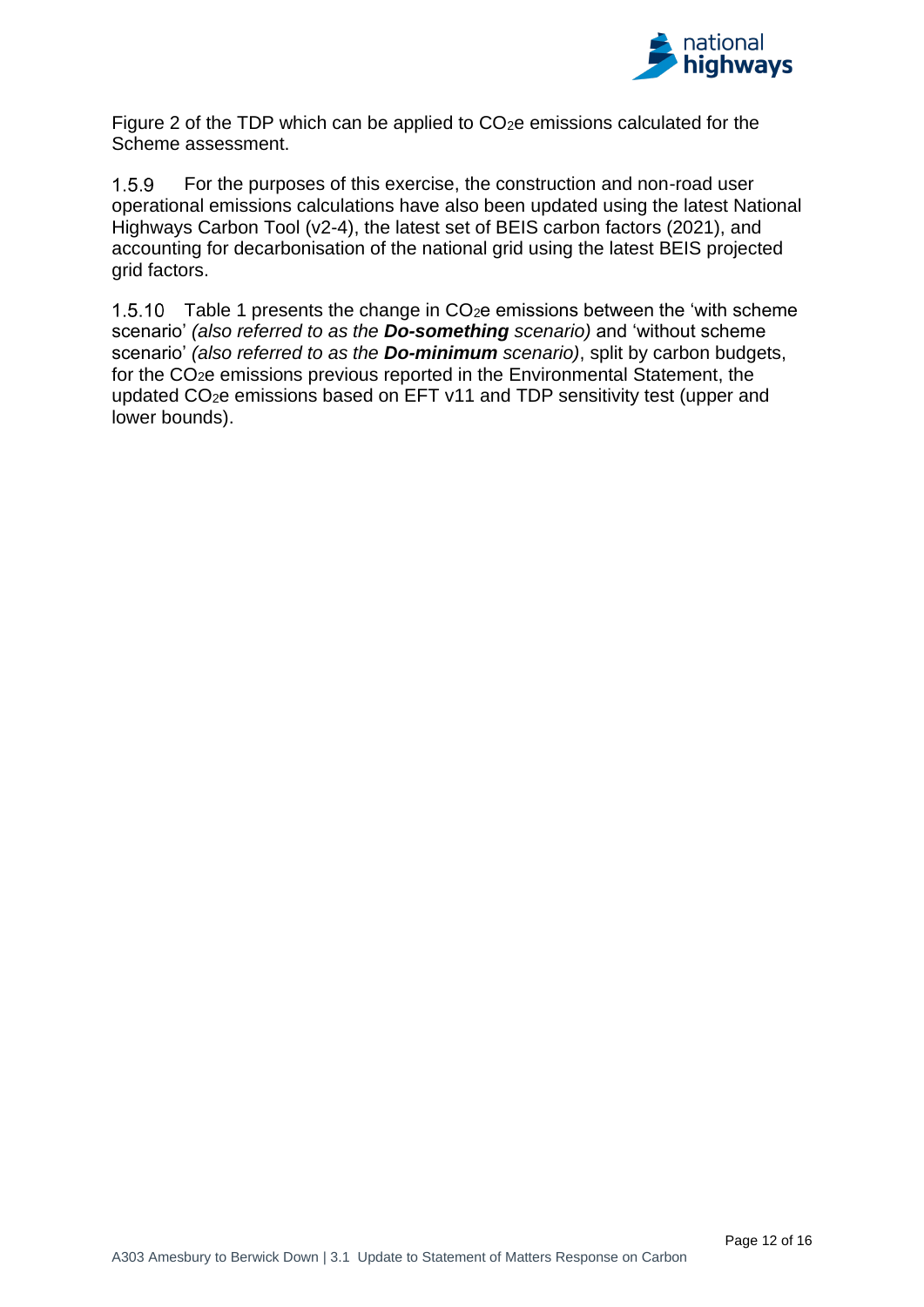Figure 2 of the TDP which can be applied to $CO_2e$ emissions calculated for the Scheme assessment.

1.5.9 For the purposes of this exercise, the construction and non-road user operational emissions calculations have also been updated using the latest National Highways Carbon Tool (v2-4), the latest set of BEIS carbon factors (2021), and accounting for decarbonisation of the national grid using the latest BEIS projected grid factors.

1.5.10 Table 1 presents the change in $CO_2e$ emissions between the 'with scheme scenario' *(also referred to as the **Do-something** scenario)* and 'without scheme scenario' *(also referred to as the **Do-minimum** scenario)*, split by carbon budgets, for the $CO_2e$ emissions previous reported in the Environmental Statement, the updated $CO_2e$ emissions based on EFT v11 and TDP sensitivity test (upper and lower bounds).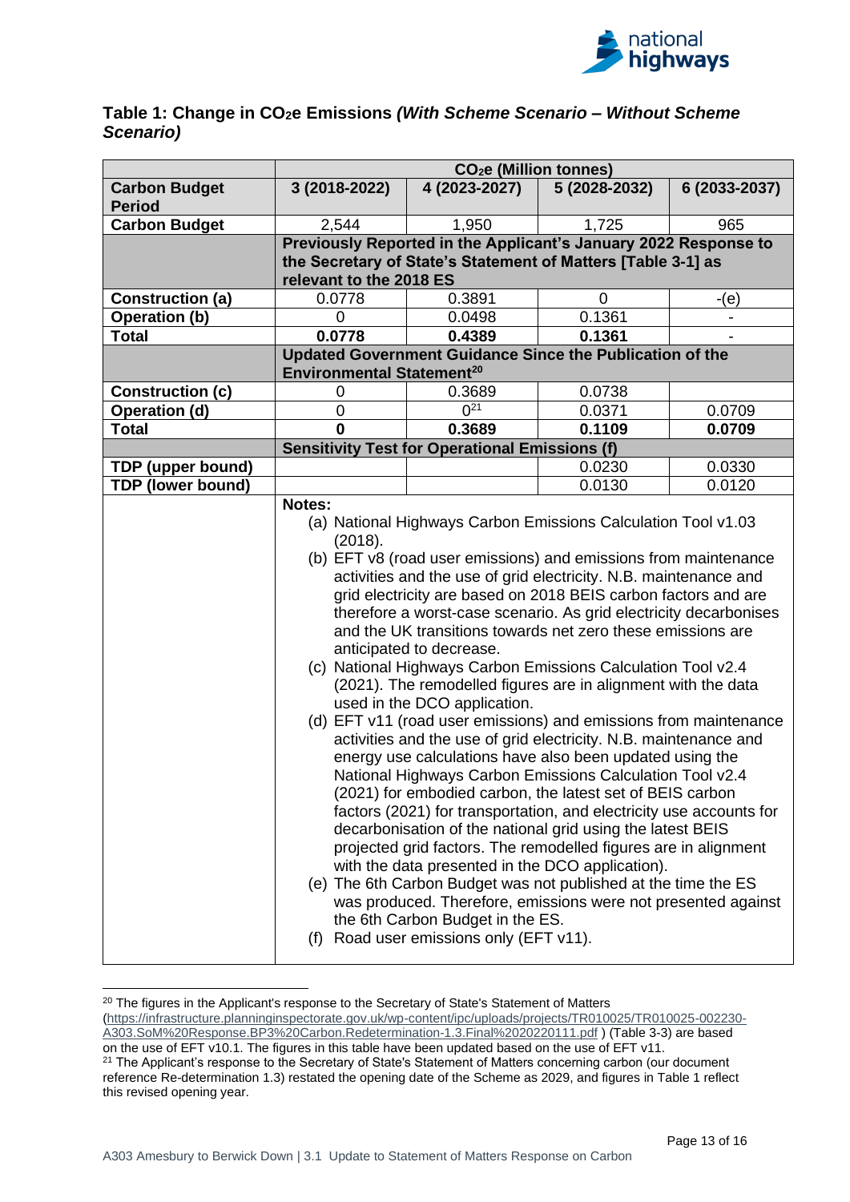## Table 1: Change in $CO_2$e Emissions *(With Scheme Scenario – Without Scheme Scenario)*

| | $CO_2$e (Million tonnes) | | | |
|---|---|---|---|---|
| **Carbon Budget Period** | **3 (2018-2022)** | **4 (2023-2027)** | **5 (2028-2032)** | **6 (2033-2037)** |
| **Carbon Budget** | 2,544 | 1,950 | 1,725 | 965 |
| | **Previously Reported in the Applicant's January 2022 Response to the Secretary of State's Statement of Matters [Table 3-1] as relevant to the 2018 ES** | | | |
| **Construction (a)** | 0.0778 | 0.3891 | 0 | -(e) |
| **Operation (b)** | 0 | 0.0498 | 0.1361 | - |
| **Total** | **0.0778** | **0.4389** | **0.1361** | - |
| | **Updated Government Guidance Since the Publication of the Environmental Statement[20]** | | | |
| **Construction (c)** | 0 | 0.3689 | 0.0738 | |
| **Operation (d)** | 0 | 0[21] | 0.0371 | 0.0709 |
| **Total** | **0** | **0.3689** | **0.1109** | **0.0709** |
| | **Sensitivity Test for Operational Emissions (f)** | | | |
| **TDP (upper bound)** | | | 0.0230 | 0.0330 |
| **TDP (lower bound)** | | | 0.0130 | 0.0120 |

**Notes:**

(a) National Highways Carbon Emissions Calculation Tool v1.03 (2018).

(b) EFT v8 (road user emissions) and emissions from maintenance activities and the use of grid electricity. N.B. maintenance and grid electricity are based on 2018 BEIS carbon factors and are therefore a worst-case scenario. As grid electricity decarbonises and the UK transitions towards net zero these emissions are anticipated to decrease.

(c) National Highways Carbon Emissions Calculation Tool v2.4 (2021). The remodelled figures are in alignment with the data used in the DCO application.

(d) EFT v11 (road user emissions) and emissions from maintenance activities and the use of grid electricity. N.B. maintenance and energy use calculations have also been updated using the National Highways Carbon Emissions Calculation Tool v2.4 (2021) for embodied carbon, the latest set of BEIS carbon factors (2021) for transportation, and electricity use accounts for decarbonisation of the national grid using the latest BEIS projected grid factors. The remodelled figures are in alignment with the data presented in the DCO application).

(e) The 6th Carbon Budget was not published at the time the ES was produced. Therefore, emissions were not presented against the 6th Carbon Budget in the ES.

(f) Road user emissions only (EFT v11).

---

[20] The figures in the Applicant's response to the Secretary of State's Statement of Matters (https://infrastructure.planninginspectorate.gov.uk/wp-content/ipc/uploads/projects/TR010025/TR010025-002230-A303.SoM%20Response.BP3%20Carbon.Redetermination-1.3.Final%2020220111.pdf ) (Table 3-3) are based on the use of EFT v10.1. The figures in this table have been updated based on the use of EFT v11.

[21] The Applicant's response to the Secretary of State's Statement of Matters concerning carbon (our document reference Re-determination 1.3) restated the opening date of the Scheme as 2029, and figures in Table 1 reflect this revised opening year.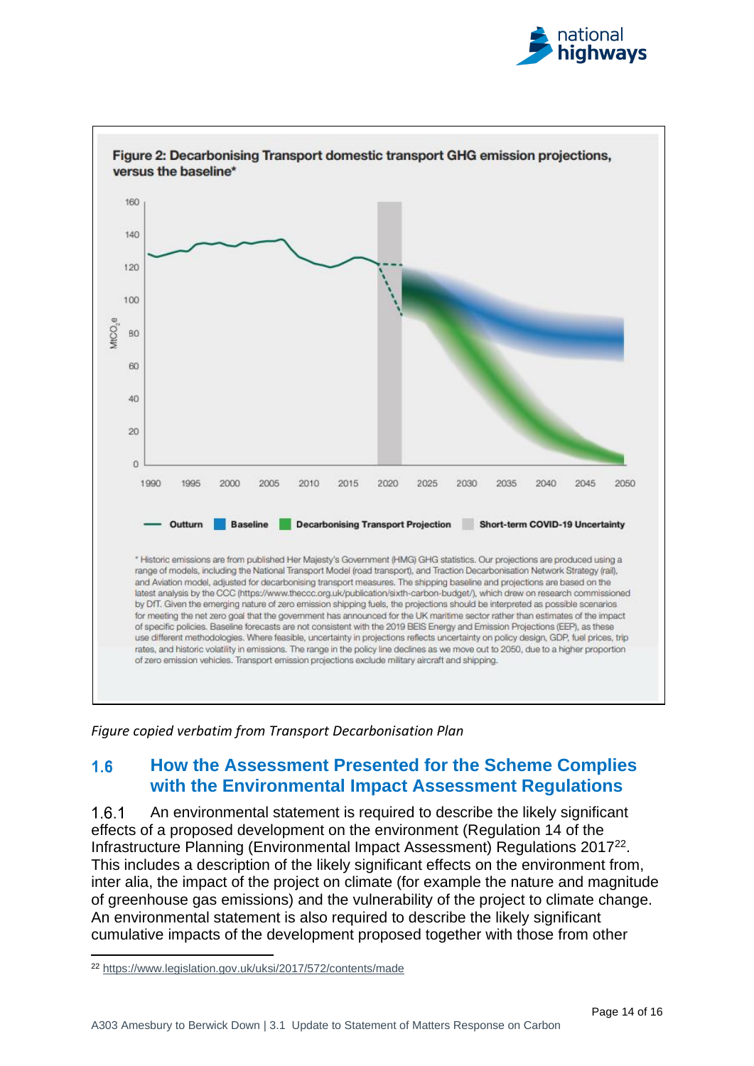**Figure 2: Decarbonising Transport domestic transport GHG emission projections, versus the baseline***

Outturn | Baseline | Decarbonising Transport Projection | Short-term COVID-19 Uncertainty

* Historic emissions are from published Her Majesty's Government (HMG) GHG statistics. Our projections are produced using a range of models, including the National Transport Model (road transport), and Traction Decarbonisation Network Strategy (rail), and Aviation model, adjusted for decarbonising transport measures. The shipping baseline and projections are based on the latest analysis by the CCC (https://www.theccc.org.uk/publication/sixth-carbon-budget/), which drew on research commissioned by DfT. Given the emerging nature of zero emission shipping fuels, the projections should be interpreted as possible scenarios for meeting the net zero goal that the government has announced for the UK maritime sector rather than estimates of the impact of specific policies. Baseline forecasts are not consistent with the 2019 BEIS Energy and Emission Projections (EEP), as these use different methodologies. Where feasible, uncertainty in projections reflects uncertainty on policy design, GDP, fuel prices, trip rates, and historic volatility in emissions. The range in the policy line declines as we move out to 2050, due to a higher proportion of zero emission vehicles. Transport emission projections exclude military aircraft and shipping.

*Figure copied verbatim from Transport Decarbonisation Plan*

## 1.6 How the Assessment Presented for the Scheme Complies with the Environmental Impact Assessment Regulations

1.6.1 An environmental statement is required to describe the likely significant effects of a proposed development on the environment (Regulation 14 of the Infrastructure Planning (Environmental Impact Assessment) Regulations 2017[22]. This includes a description of the likely significant effects on the environment from, inter alia, the impact of the project on climate (for example the nature and magnitude of greenhouse gas emissions) and the vulnerability of the project to climate change. An environmental statement is also required to describe the likely significant cumulative impacts of the development proposed together with those from other

[22] https://www.legislation.gov.uk/uksi/2017/572/contents/made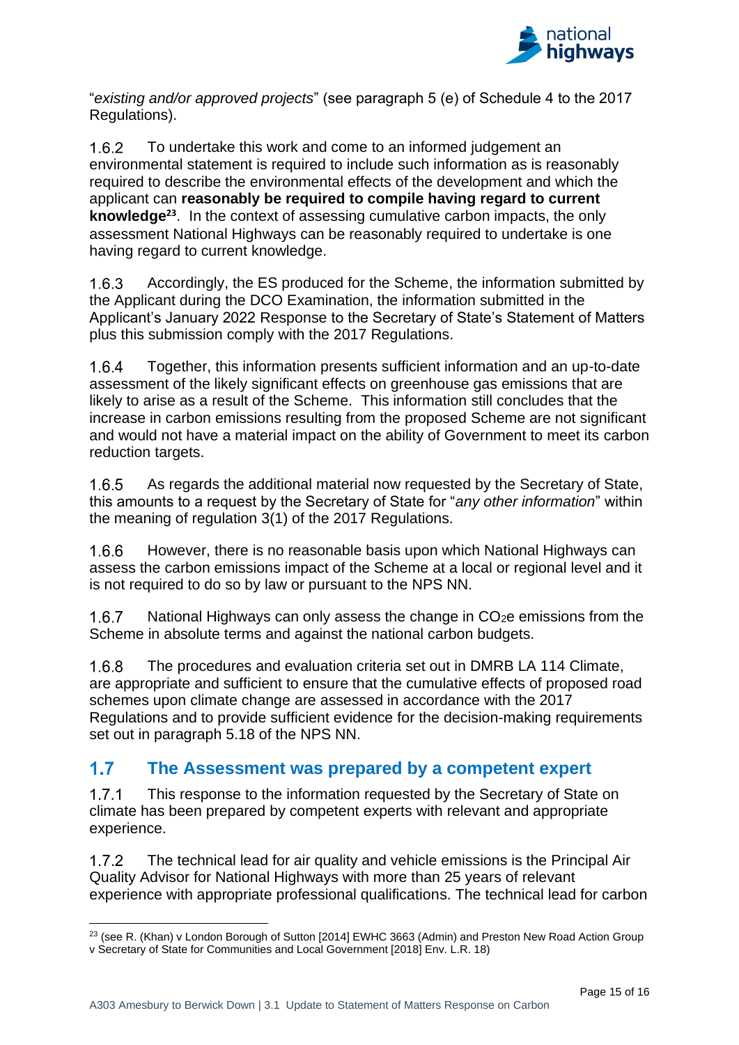"*existing and/or approved projects*" (see paragraph 5 (e) of Schedule 4 to the 2017 Regulations).

1.6.2 To undertake this work and come to an informed judgement an environmental statement is required to include such information as is reasonably required to describe the environmental effects of the development and which the applicant can **reasonably be required to compile having regard to current knowledge**[23]. In the context of assessing cumulative carbon impacts, the only assessment National Highways can be reasonably required to undertake is one having regard to current knowledge.

1.6.3 Accordingly, the ES produced for the Scheme, the information submitted by the Applicant during the DCO Examination, the information submitted in the Applicant's January 2022 Response to the Secretary of State's Statement of Matters plus this submission comply with the 2017 Regulations.

1.6.4 Together, this information presents sufficient information and an up-to-date assessment of the likely significant effects on greenhouse gas emissions that are likely to arise as a result of the Scheme. This information still concludes that the increase in carbon emissions resulting from the proposed Scheme are not significant and would not have a material impact on the ability of Government to meet its carbon reduction targets.

1.6.5 As regards the additional material now requested by the Secretary of State, this amounts to a request by the Secretary of State for "*any other information*" within the meaning of regulation 3(1) of the 2017 Regulations.

1.6.6 However, there is no reasonable basis upon which National Highways can assess the carbon emissions impact of the Scheme at a local or regional level and it is not required to do so by law or pursuant to the NPS NN.

1.6.7 National Highways can only assess the change in $CO_2$e emissions from the Scheme in absolute terms and against the national carbon budgets.

1.6.8 The procedures and evaluation criteria set out in DMRB LA 114 Climate, are appropriate and sufficient to ensure that the cumulative effects of proposed road schemes upon climate change are assessed in accordance with the 2017 Regulations and to provide sufficient evidence for the decision-making requirements set out in paragraph 5.18 of the NPS NN.

## 1.7 The Assessment was prepared by a competent expert

1.7.1 This response to the information requested by the Secretary of State on climate has been prepared by competent experts with relevant and appropriate experience.

1.7.2 The technical lead for air quality and vehicle emissions is the Principal Air Quality Advisor for National Highways with more than 25 years of relevant experience with appropriate professional qualifications. The technical lead for carbon

[23] (see R. (Khan) v London Borough of Sutton [2014] EWHC 3663 (Admin) and Preston New Road Action Group v Secretary of State for Communities and Local Government [2018] Env. L.R. 18)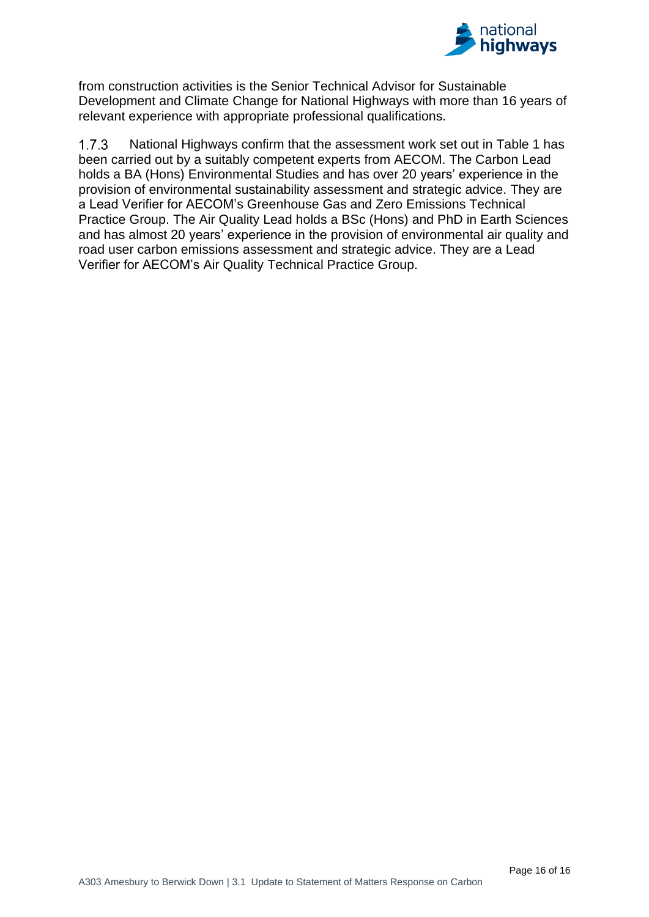from construction activities is the Senior Technical Advisor for Sustainable Development and Climate Change for National Highways with more than 16 years of relevant experience with appropriate professional qualifications.

1.7.3 National Highways confirm that the assessment work set out in Table 1 has been carried out by a suitably competent experts from AECOM. The Carbon Lead holds a BA (Hons) Environmental Studies and has over 20 years' experience in the provision of environmental sustainability assessment and strategic advice. They are a Lead Verifier for AECOM's Greenhouse Gas and Zero Emissions Technical Practice Group. The Air Quality Lead holds a BSc (Hons) and PhD in Earth Sciences and has almost 20 years' experience in the provision of environmental air quality and road user carbon emissions assessment and strategic advice. They are a Lead Verifier for AECOM's Air Quality Technical Practice Group.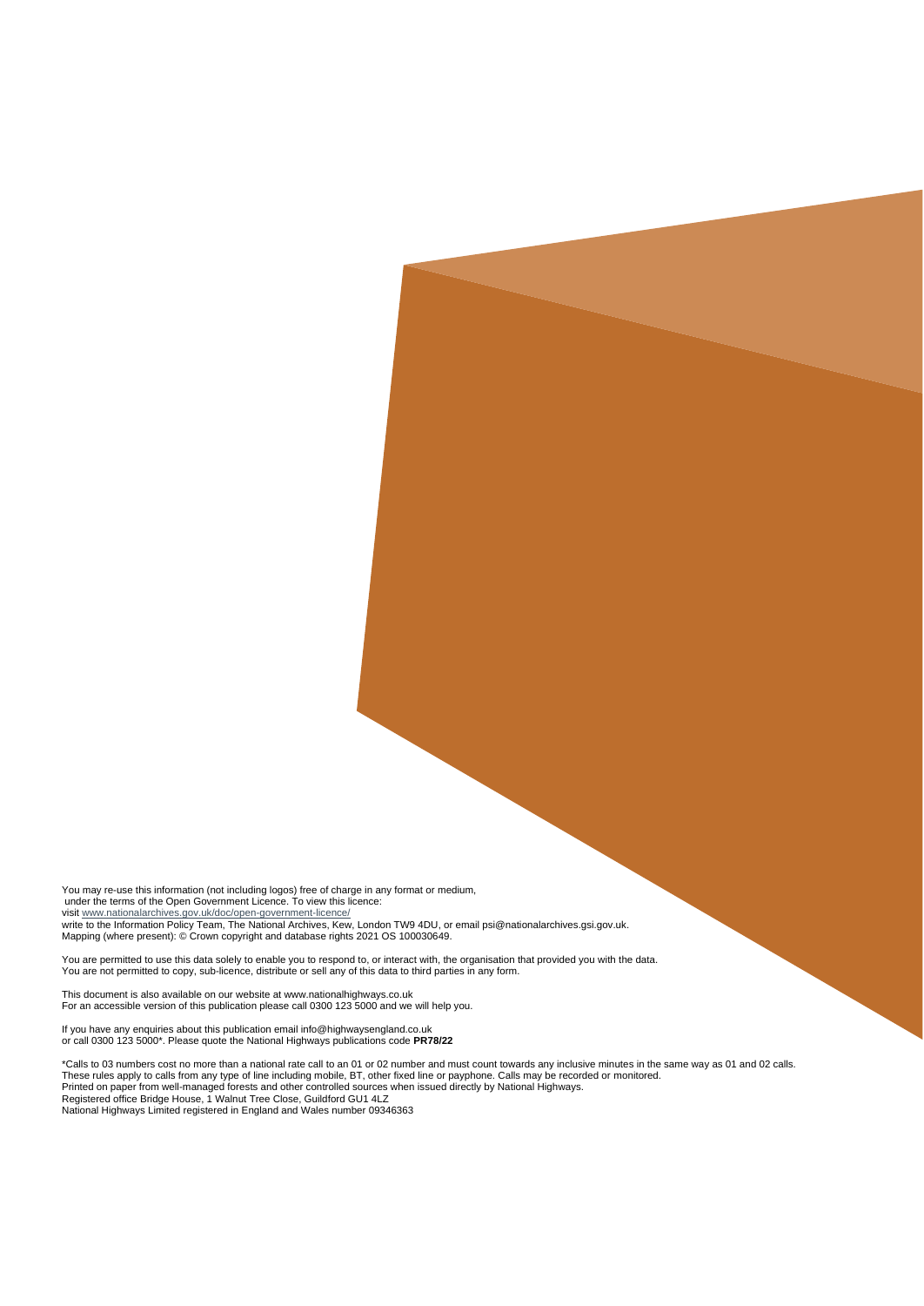You may re-use this information (not including logos) free of charge in any format or medium, under the terms of the Open Government Licence. To view this licence:
visit www.nationalarchives.gov.uk/doc/open-government-licence/
write to the Information Policy Team, The National Archives, Kew, London TW9 4DU, or email psi@nationalarchives.gsi.gov.uk.
Mapping (where present): © Crown copyright and database rights 2021 OS 100030649.

You are permitted to use this data solely to enable you to respond to, or interact with, the organisation that provided you with the data.
You are not permitted to copy, sub-licence, distribute or sell any of this data to third parties in any form.

This document is also available on our website at www.nationalhighways.co.uk
For an accessible version of this publication please call 0300 123 5000 and we will help you.

If you have any enquiries about this publication email info@highwaysengland.co.uk
or call 0300 123 5000*. Please quote the National Highways publications code **PR78/22**

*Calls to 03 numbers cost no more than a national rate call to an 01 or 02 number and must count towards any inclusive minutes in the same way as 01 and 02 calls.
These rules apply to calls from any type of line including mobile, BT, other fixed line or payphone. Calls may be recorded or monitored.
Printed on paper from well-managed forests and other controlled sources when issued directly by National Highways.
Registered office Bridge House, 1 Walnut Tree Close, Guildford GU1 4LZ
National Highways Limited registered in England and Wales number 09346363